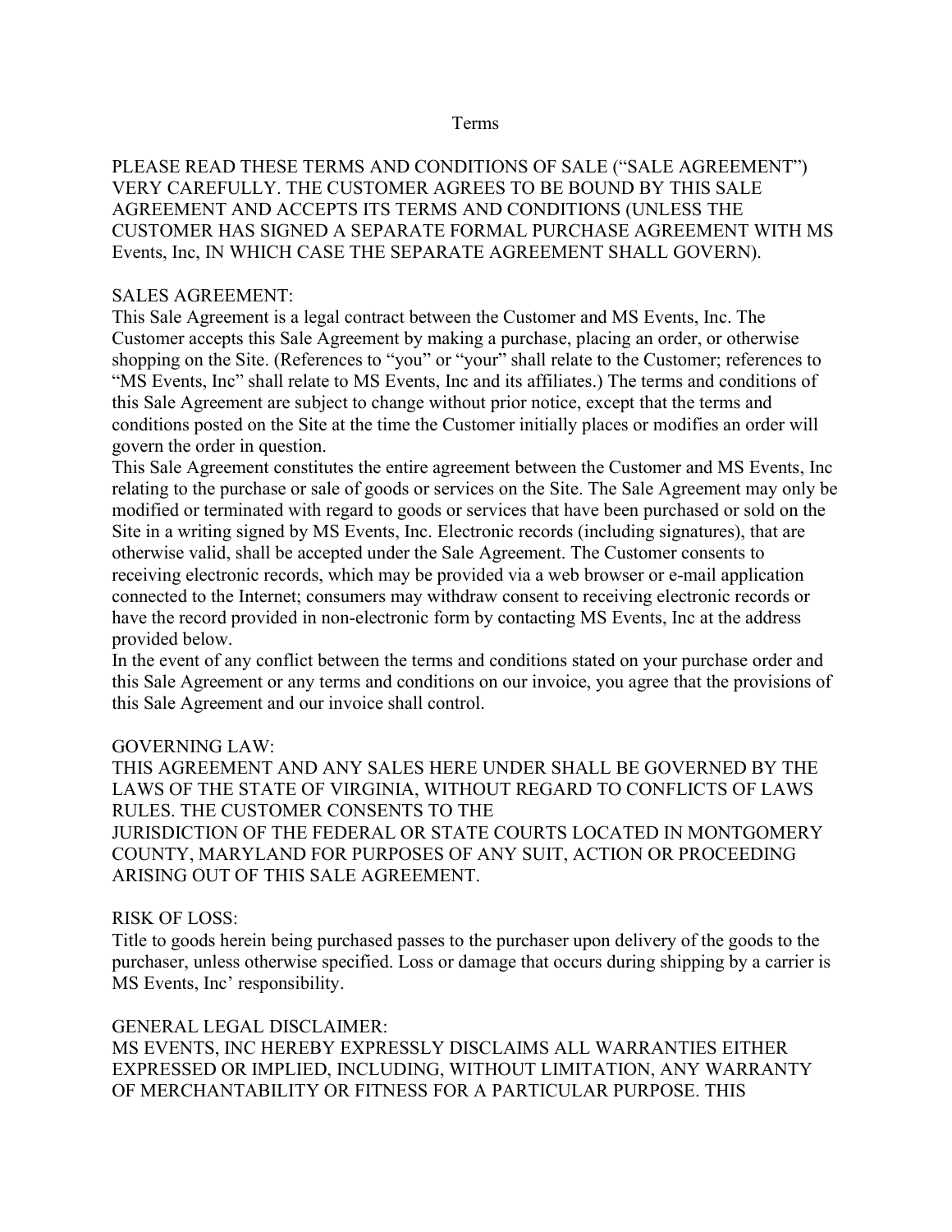# Terms

PLEASE READ THESE TERMS AND CONDITIONS OF SALE ("SALE AGREEMENT") VERY CAREFULLY. THE CUSTOMER AGREES TO BE BOUND BY THIS SALE AGREEMENT AND ACCEPTS ITS TERMS AND CONDITIONS (UNLESS THE CUSTOMER HAS SIGNED A SEPARATE FORMAL PURCHASE AGREEMENT WITH MS Events, Inc, IN WHICH CASE THE SEPARATE AGREEMENT SHALL GOVERN).

## SALES AGREEMENT:

This Sale Agreement is a legal contract between the Customer and MS Events, Inc. The Customer accepts this Sale Agreement by making a purchase, placing an order, or otherwise shopping on the Site. (References to "you" or "your" shall relate to the Customer; references to "MS Events, Inc" shall relate to MS Events, Inc and its affiliates.) The terms and conditions of this Sale Agreement are subject to change without prior notice, except that the terms and conditions posted on the Site at the time the Customer initially places or modifies an order will govern the order in question.

This Sale Agreement constitutes the entire agreement between the Customer and MS Events, Inc relating to the purchase or sale of goods or services on the Site. The Sale Agreement may only be modified or terminated with regard to goods or services that have been purchased or sold on the Site in a writing signed by MS Events, Inc. Electronic records (including signatures), that are otherwise valid, shall be accepted under the Sale Agreement. The Customer consents to receiving electronic records, which may be provided via a web browser or e-mail application connected to the Internet; consumers may withdraw consent to receiving electronic records or have the record provided in non-electronic form by contacting MS Events, Inc at the address provided below.

In the event of any conflict between the terms and conditions stated on your purchase order and this Sale Agreement or any terms and conditions on our invoice, you agree that the provisions of this Sale Agreement and our invoice shall control.

## GOVERNING LAW:

THIS AGREEMENT AND ANY SALES HERE UNDER SHALL BE GOVERNED BY THE LAWS OF THE STATE OF VIRGINIA, WITHOUT REGARD TO CONFLICTS OF LAWS RULES. THE CUSTOMER CONSENTS TO THE JURISDICTION OF THE FEDERAL OR STATE COURTS LOCATED IN MONTGOMERY COUNTY, MARYLAND FOR PURPOSES OF ANY SUIT, ACTION OR PROCEEDING ARISING OUT OF THIS SALE AGREEMENT.

## RISK OF LOSS:

Title to goods herein being purchased passes to the purchaser upon delivery of the goods to the purchaser, unless otherwise specified. Loss or damage that occurs during shipping by a carrier is MS Events, Inc' responsibility.

## GENERAL LEGAL DISCLAIMER:

MS EVENTS, INC HEREBY EXPRESSLY DISCLAIMS ALL WARRANTIES EITHER EXPRESSED OR IMPLIED, INCLUDING, WITHOUT LIMITATION, ANY WARRANTY OF MERCHANTABILITY OR FITNESS FOR A PARTICULAR PURPOSE. THIS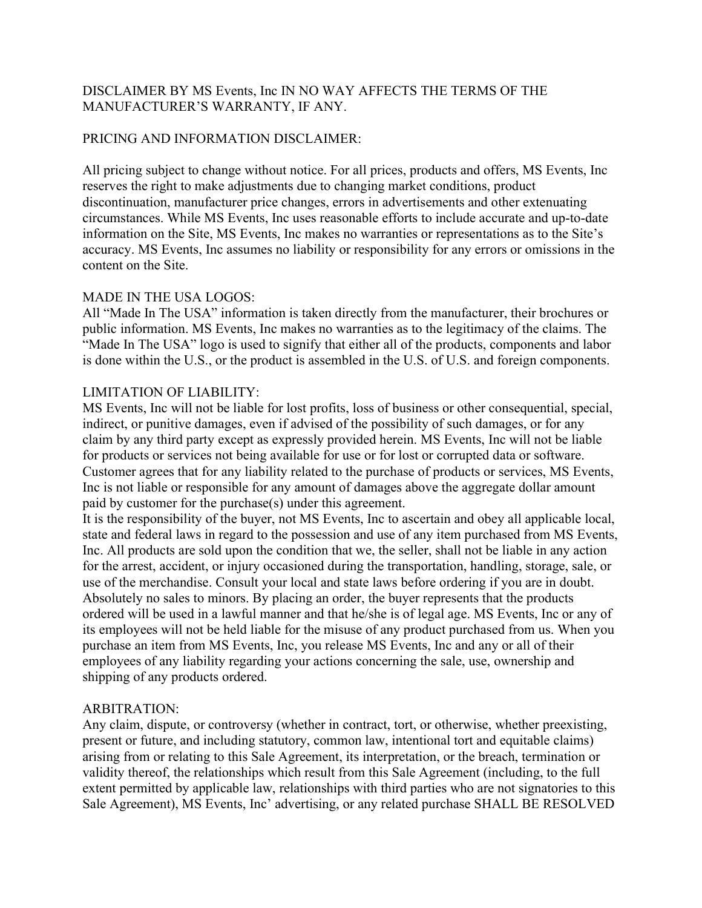DISCLAIMER BY MS Events, Inc IN NO WAY AFFECTS THE TERMS OF THE MANUFACTURER'S WARRANTY, IF ANY.

PRICING AND INFORMATION DISCLAIMER:

All pricing subject to change without notice. For all prices, products and offers, MS Events, Inc reserves the right to make adjustments due to changing market conditions, product discontinuation, manufacturer price changes, errors in advertisements and other extenuating circumstances. While MS Events, Inc uses reasonable efforts to include accurate and up-to-date information on the Site, MS Events, Inc makes no warranties or representations as to the Site's accuracy. MS Events, Inc assumes no liability or responsibility for any errors or omissions in the content on the Site.

MADE IN THE USA LOGOS:
All "Made In The USA" information is taken directly from the manufacturer, their brochures or public information. MS Events, Inc makes no warranties as to the legitimacy of the claims. The "Made In The USA" logo is used to signify that either all of the products, components and labor is done within the U.S., or the product is assembled in the U.S. of U.S. and foreign components.

LIMITATION OF LIABILITY:
MS Events, Inc will not be liable for lost profits, loss of business or other consequential, special, indirect, or punitive damages, even if advised of the possibility of such damages, or for any claim by any third party except as expressly provided herein. MS Events, Inc will not be liable for products or services not being available for use or for lost or corrupted data or software. Customer agrees that for any liability related to the purchase of products or services, MS Events, Inc is not liable or responsible for any amount of damages above the aggregate dollar amount paid by customer for the purchase(s) under this agreement.
It is the responsibility of the buyer, not MS Events, Inc to ascertain and obey all applicable local, state and federal laws in regard to the possession and use of any item purchased from MS Events, Inc. All products are sold upon the condition that we, the seller, shall not be liable in any action for the arrest, accident, or injury occasioned during the transportation, handling, storage, sale, or use of the merchandise. Consult your local and state laws before ordering if you are in doubt. Absolutely no sales to minors. By placing an order, the buyer represents that the products ordered will be used in a lawful manner and that he/she is of legal age. MS Events, Inc or any of its employees will not be held liable for the misuse of any product purchased from us. When you purchase an item from MS Events, Inc, you release MS Events, Inc and any or all of their employees of any liability regarding your actions concerning the sale, use, ownership and shipping of any products ordered.

ARBITRATION:
Any claim, dispute, or controversy (whether in contract, tort, or otherwise, whether preexisting, present or future, and including statutory, common law, intentional tort and equitable claims) arising from or relating to this Sale Agreement, its interpretation, or the breach, termination or validity thereof, the relationships which result from this Sale Agreement (including, to the full extent permitted by applicable law, relationships with third parties who are not signatories to this Sale Agreement), MS Events, Inc' advertising, or any related purchase SHALL BE RESOLVED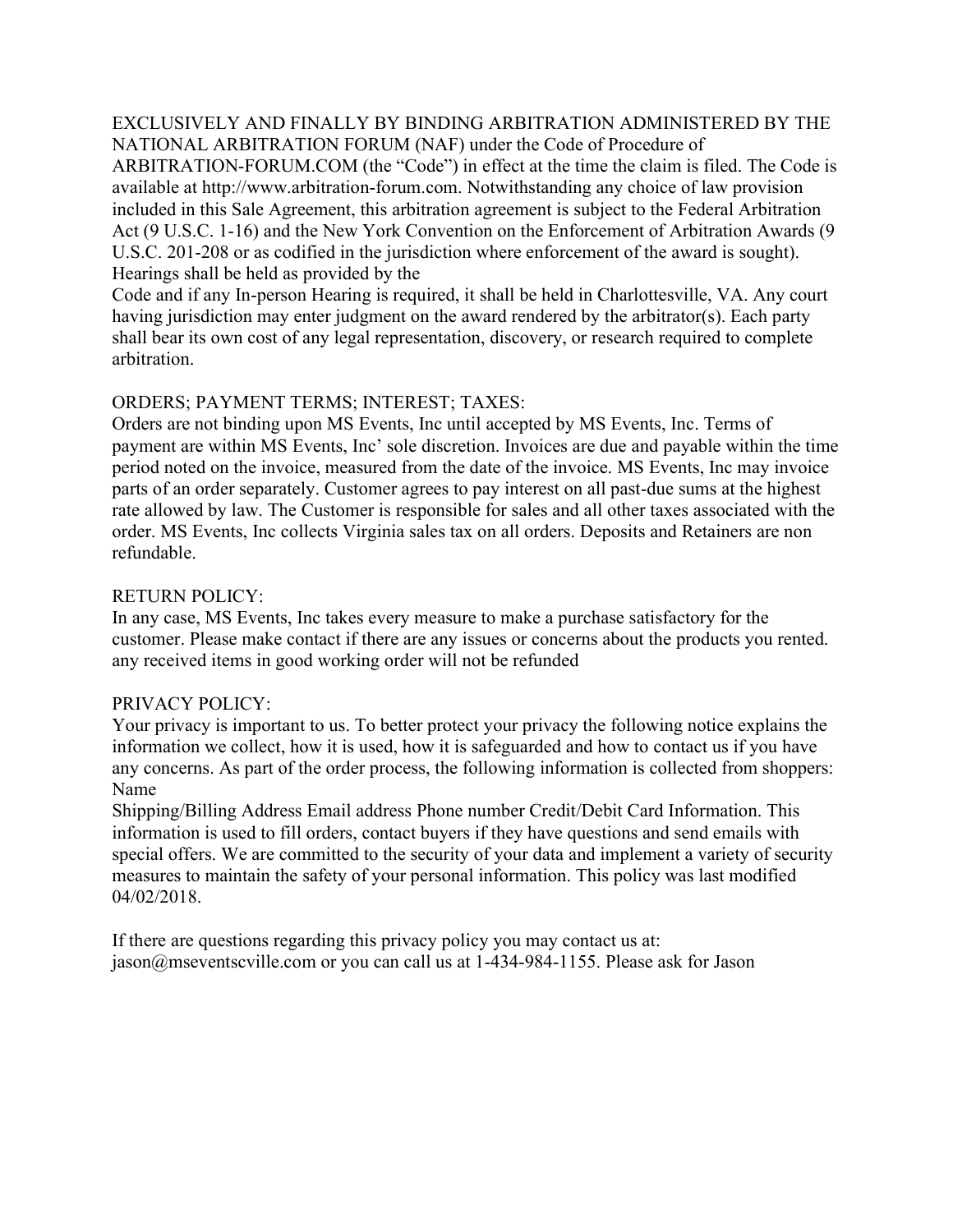EXCLUSIVELY AND FINALLY BY BINDING ARBITRATION ADMINISTERED BY THE NATIONAL ARBITRATION FORUM (NAF) under the Code of Procedure of ARBITRATION-FORUM.COM (the "Code") in effect at the time the claim is filed. The Code is available at http://www.arbitration-forum.com. Notwithstanding any choice of law provision included in this Sale Agreement, this arbitration agreement is subject to the Federal Arbitration Act (9 U.S.C. 1-16) and the New York Convention on the Enforcement of Arbitration Awards (9 U.S.C. 201-208 or as codified in the jurisdiction where enforcement of the award is sought). Hearings shall be held as provided by the
Code and if any In-person Hearing is required, it shall be held in Charlottesville, VA. Any court having jurisdiction may enter judgment on the award rendered by the arbitrator(s). Each party shall bear its own cost of any legal representation, discovery, or research required to complete arbitration.

ORDERS; PAYMENT TERMS; INTEREST; TAXES:
Orders are not binding upon MS Events, Inc until accepted by MS Events, Inc. Terms of payment are within MS Events, Inc' sole discretion. Invoices are due and payable within the time period noted on the invoice, measured from the date of the invoice. MS Events, Inc may invoice parts of an order separately. Customer agrees to pay interest on all past-due sums at the highest rate allowed by law. The Customer is responsible for sales and all other taxes associated with the order. MS Events, Inc collects Virginia sales tax on all orders. Deposits and Retainers are non refundable.

RETURN POLICY:
In any case, MS Events, Inc takes every measure to make a purchase satisfactory for the customer. Please make contact if there are any issues or concerns about the products you rented. any received items in good working order will not be refunded

PRIVACY POLICY:
Your privacy is important to us. To better protect your privacy the following notice explains the information we collect, how it is used, how it is safeguarded and how to contact us if you have any concerns. As part of the order process, the following information is collected from shoppers: Name
Shipping/Billing Address Email address Phone number Credit/Debit Card Information. This information is used to fill orders, contact buyers if they have questions and send emails with special offers. We are committed to the security of your data and implement a variety of security measures to maintain the safety of your personal information. This policy was last modified 04/02/2018.

If there are questions regarding this privacy policy you may contact us at: jason@mseventscville.com or you can call us at 1-434-984-1155. Please ask for Jason